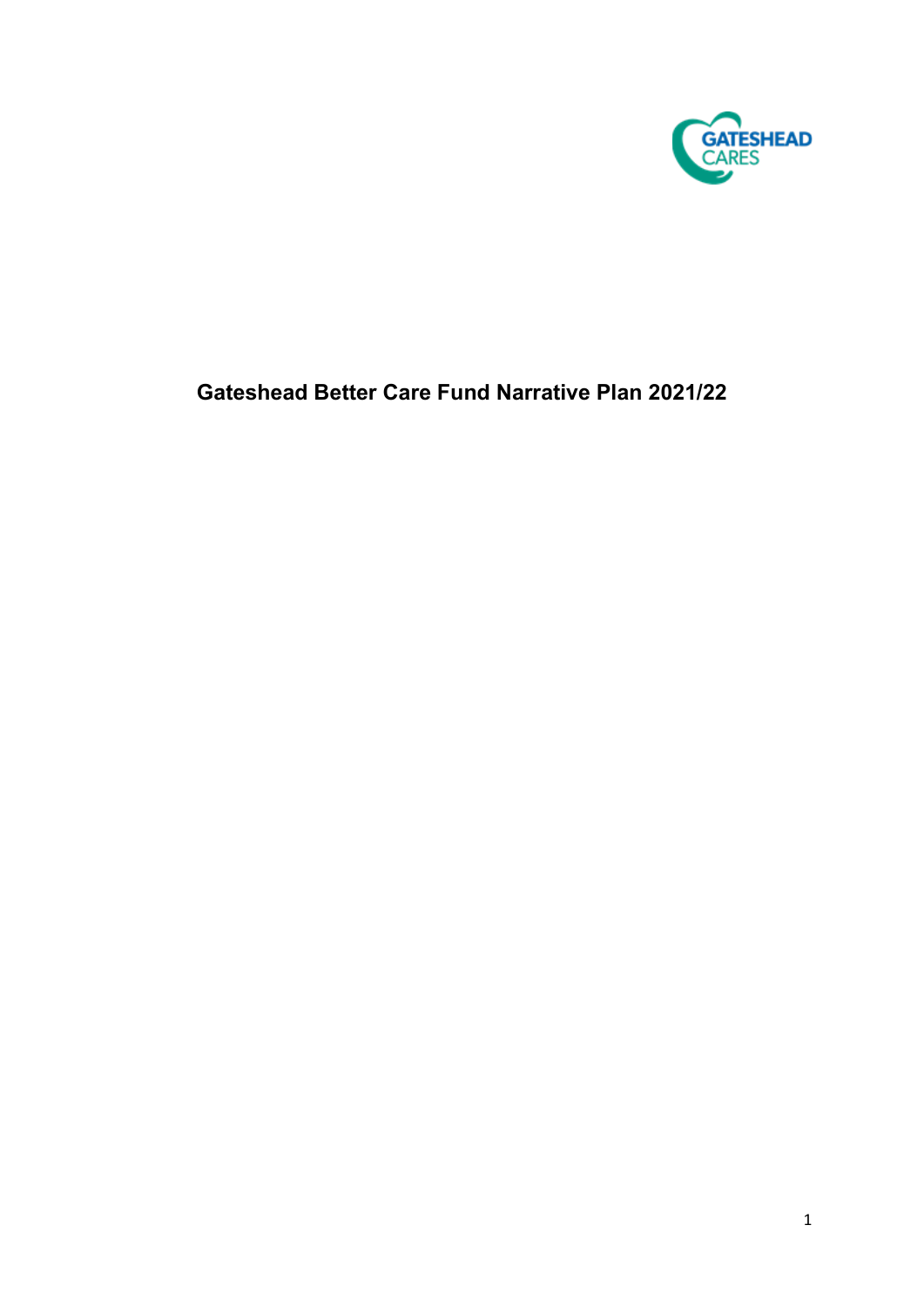# Gateshead Better Care Fund Narrative Plan 2021/22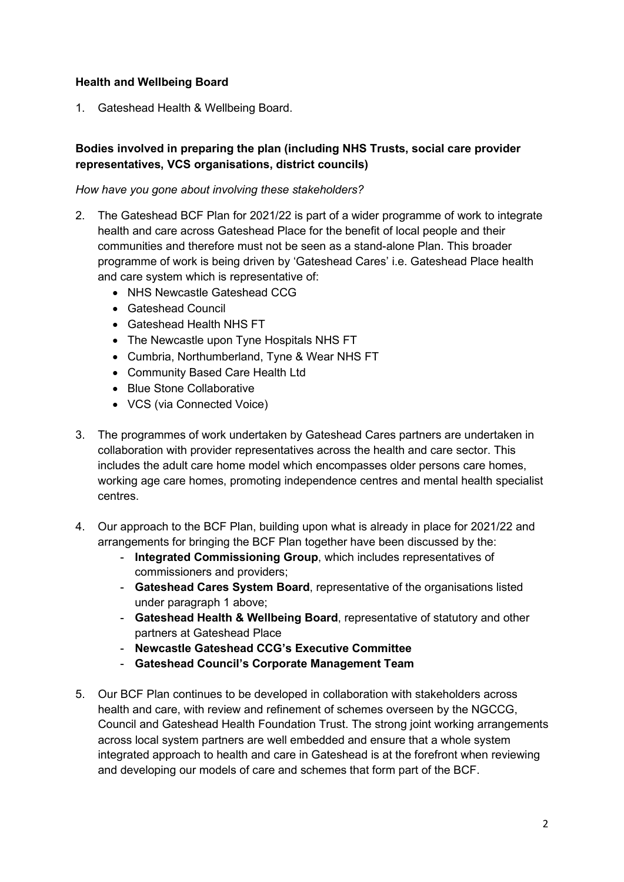**Health and Wellbeing Board**

1. Gateshead Health & Wellbeing Board.

**Bodies involved in preparing the plan (including NHS Trusts, social care provider representatives, VCS organisations, district councils)**

*How have you gone about involving these stakeholders?*

2. The Gateshead BCF Plan for 2021/22 is part of a wider programme of work to integrate health and care across Gateshead Place for the benefit of local people and their communities and therefore must not be seen as a stand-alone Plan. This broader programme of work is being driven by 'Gateshead Cares' i.e. Gateshead Place health and care system which is representative of:
   - NHS Newcastle Gateshead CCG
   - Gateshead Council
   - Gateshead Health NHS FT
   - The Newcastle upon Tyne Hospitals NHS FT
   - Cumbria, Northumberland, Tyne & Wear NHS FT
   - Community Based Care Health Ltd
   - Blue Stone Collaborative
   - VCS (via Connected Voice)

3. The programmes of work undertaken by Gateshead Cares partners are undertaken in collaboration with provider representatives across the health and care sector. This includes the adult care home model which encompasses older persons care homes, working age care homes, promoting independence centres and mental health specialist centres.

4. Our approach to the BCF Plan, building upon what is already in place for 2021/22 and arrangements for bringing the BCF Plan together have been discussed by the:
   - **Integrated Commissioning Group**, which includes representatives of commissioners and providers;
   - **Gateshead Cares System Board**, representative of the organisations listed under paragraph 1 above;
   - **Gateshead Health & Wellbeing Board**, representative of statutory and other partners at Gateshead Place
   - **Newcastle Gateshead CCG's Executive Committee**
   - **Gateshead Council's Corporate Management Team**

5. Our BCF Plan continues to be developed in collaboration with stakeholders across health and care, with review and refinement of schemes overseen by the NGCCG, Council and Gateshead Health Foundation Trust. The strong joint working arrangements across local system partners are well embedded and ensure that a whole system integrated approach to health and care in Gateshead is at the forefront when reviewing and developing our models of care and schemes that form part of the BCF.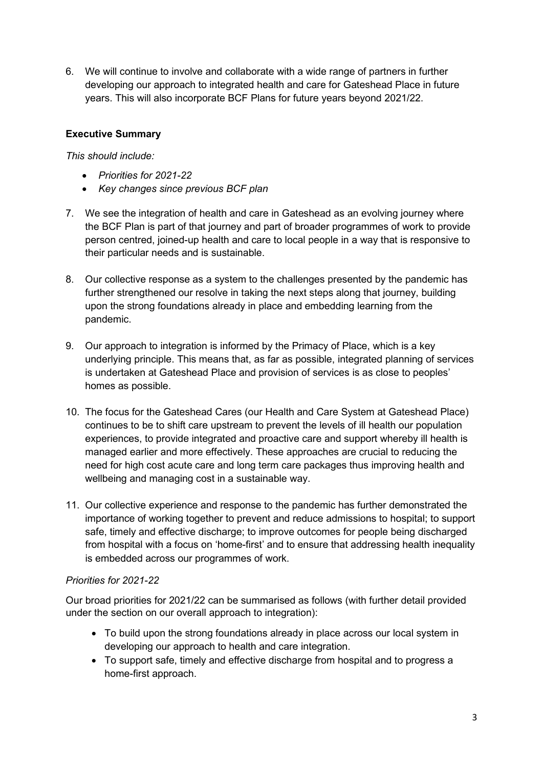6. We will continue to involve and collaborate with a wide range of partners in further developing our approach to integrated health and care for Gateshead Place in future years. This will also incorporate BCF Plans for future years beyond 2021/22.

**Executive Summary**

*This should include:*

- *Priorities for 2021-22*
- *Key changes since previous BCF plan*

7. We see the integration of health and care in Gateshead as an evolving journey where the BCF Plan is part of that journey and part of broader programmes of work to provide person centred, joined-up health and care to local people in a way that is responsive to their particular needs and is sustainable.

8. Our collective response as a system to the challenges presented by the pandemic has further strengthened our resolve in taking the next steps along that journey, building upon the strong foundations already in place and embedding learning from the pandemic.

9. Our approach to integration is informed by the Primacy of Place, which is a key underlying principle. This means that, as far as possible, integrated planning of services is undertaken at Gateshead Place and provision of services is as close to peoples' homes as possible.

10. The focus for the Gateshead Cares (our Health and Care System at Gateshead Place) continues to be to shift care upstream to prevent the levels of ill health our population experiences, to provide integrated and proactive care and support whereby ill health is managed earlier and more effectively. These approaches are crucial to reducing the need for high cost acute care and long term care packages thus improving health and wellbeing and managing cost in a sustainable way.

11. Our collective experience and response to the pandemic has further demonstrated the importance of working together to prevent and reduce admissions to hospital; to support safe, timely and effective discharge; to improve outcomes for people being discharged from hospital with a focus on 'home-first' and to ensure that addressing health inequality is embedded across our programmes of work.

*Priorities for 2021-22*

Our broad priorities for 2021/22 can be summarised as follows (with further detail provided under the section on our overall approach to integration):

- To build upon the strong foundations already in place across our local system in developing our approach to health and care integration.
- To support safe, timely and effective discharge from hospital and to progress a home-first approach.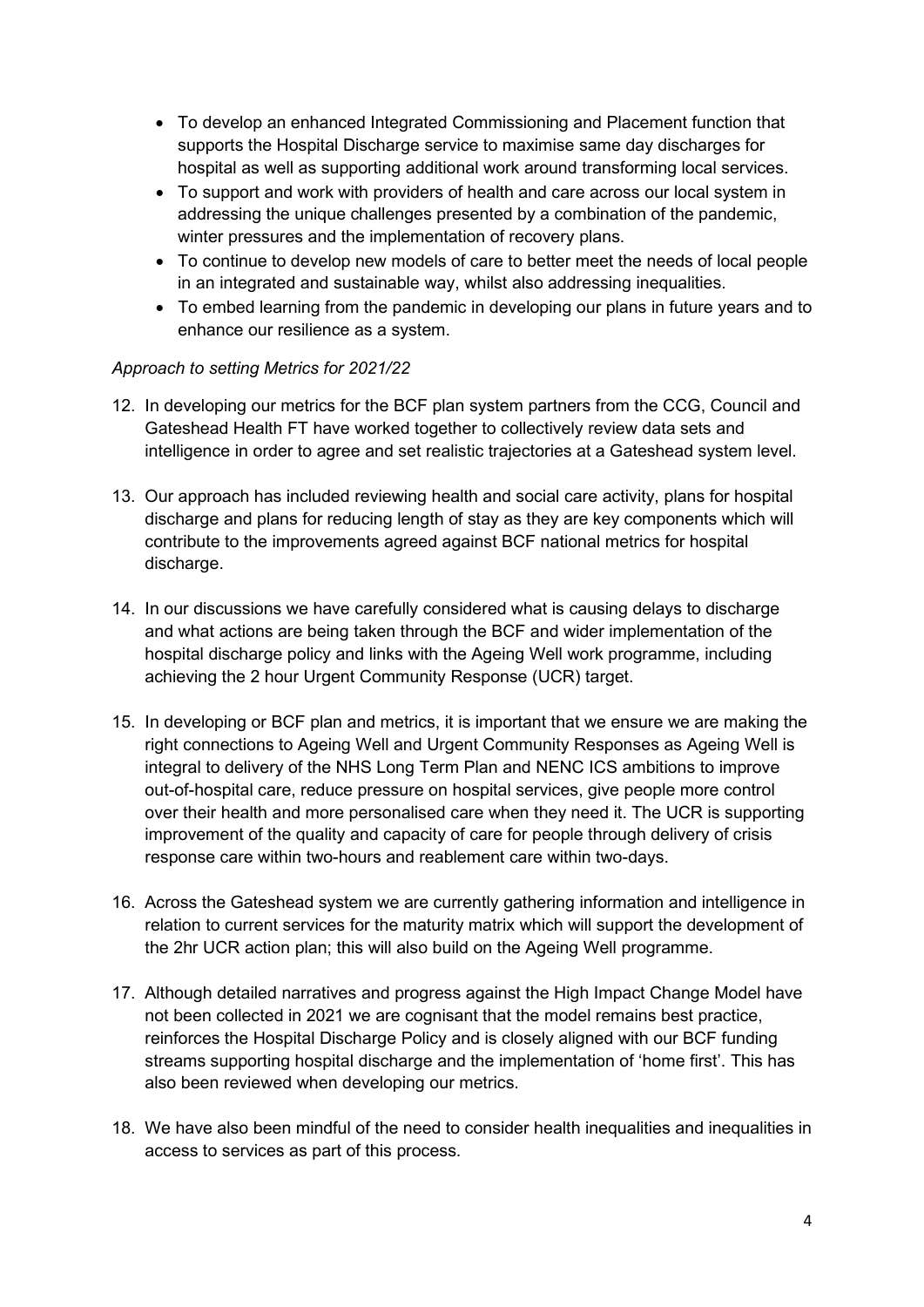- To develop an enhanced Integrated Commissioning and Placement function that supports the Hospital Discharge service to maximise same day discharges for hospital as well as supporting additional work around transforming local services.
- To support and work with providers of health and care across our local system in addressing the unique challenges presented by a combination of the pandemic, winter pressures and the implementation of recovery plans.
- To continue to develop new models of care to better meet the needs of local people in an integrated and sustainable way, whilst also addressing inequalities.
- To embed learning from the pandemic in developing our plans in future years and to enhance our resilience as a system.

*Approach to setting Metrics for 2021/22*

12. In developing our metrics for the BCF plan system partners from the CCG, Council and Gateshead Health FT have worked together to collectively review data sets and intelligence in order to agree and set realistic trajectories at a Gateshead system level.

13. Our approach has included reviewing health and social care activity, plans for hospital discharge and plans for reducing length of stay as they are key components which will contribute to the improvements agreed against BCF national metrics for hospital discharge.

14. In our discussions we have carefully considered what is causing delays to discharge and what actions are being taken through the BCF and wider implementation of the hospital discharge policy and links with the Ageing Well work programme, including achieving the 2 hour Urgent Community Response (UCR) target.

15. In developing or BCF plan and metrics, it is important that we ensure we are making the right connections to Ageing Well and Urgent Community Responses as Ageing Well is integral to delivery of the NHS Long Term Plan and NENC ICS ambitions to improve out-of-hospital care, reduce pressure on hospital services, give people more control over their health and more personalised care when they need it. The UCR is supporting improvement of the quality and capacity of care for people through delivery of crisis response care within two-hours and reablement care within two-days.

16. Across the Gateshead system we are currently gathering information and intelligence in relation to current services for the maturity matrix which will support the development of the 2hr UCR action plan; this will also build on the Ageing Well programme.

17. Although detailed narratives and progress against the High Impact Change Model have not been collected in 2021 we are cognisant that the model remains best practice, reinforces the Hospital Discharge Policy and is closely aligned with our BCF funding streams supporting hospital discharge and the implementation of 'home first'. This has also been reviewed when developing our metrics.

18. We have also been mindful of the need to consider health inequalities and inequalities in access to services as part of this process.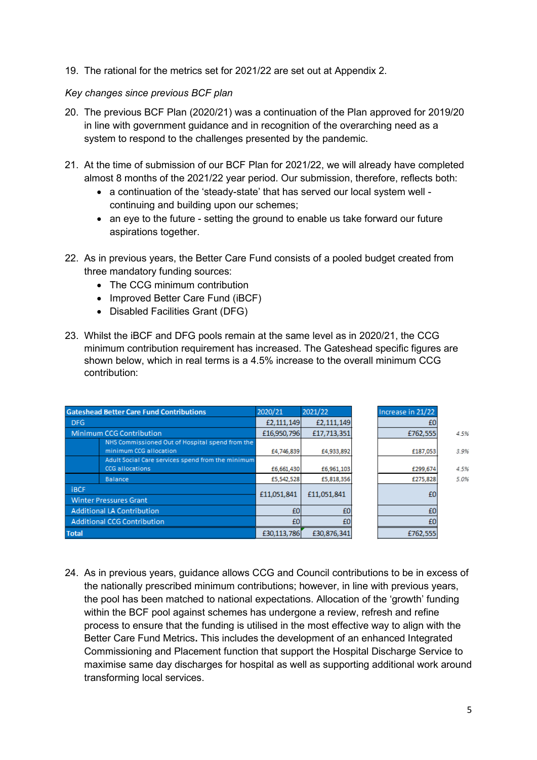19. The rational for the metrics set for 2021/22 are set out at Appendix 2.

*Key changes since previous BCF plan*

20. The previous BCF Plan (2020/21) was a continuation of the Plan approved for 2019/20 in line with government guidance and in recognition of the overarching need as a system to respond to the challenges presented by the pandemic.

21. At the time of submission of our BCF Plan for 2021/22, we will already have completed almost 8 months of the 2021/22 year period. Our submission, therefore, reflects both:
    - a continuation of the 'steady-state' that has served our local system well - continuing and building upon our schemes;
    - an eye to the future - setting the ground to enable us take forward our future aspirations together.

22. As in previous years, the Better Care Fund consists of a pooled budget created from three mandatory funding sources:
    - The CCG minimum contribution
    - Improved Better Care Fund (iBCF)
    - Disabled Facilities Grant (DFG)

23. Whilst the iBCF and DFG pools remain at the same level as in 2020/21, the CCG minimum contribution requirement has increased. The Gateshead specific figures are shown below, which in real terms is a 4.5% increase to the overall minimum CCG contribution:

| Gateshead Better Care Fund Contributions | | 2020/21 | 2021/22 | Increase in 21/22 | |
|---|---|---|---|---|---|
| DFG | | £2,111,149 | £2,111,149 | £0 | |
| Minimum CCG Contribution | | £16,950,796 | £17,713,351 | £762,555 | 4.5% |
| | NHS Commissioned Out of Hospital spend from the minimum CCG allocation | £4,746,839 | £4,933,892 | £187,053 | 3.9% |
| | Adult Social Care services spend from the minimum CCG allocations | £6,661,430 | £6,961,103 | £299,674 | 4.5% |
| | Balance | £5,542,528 | £5,818,356 | £275,828 | 5.0% |
| iBCF | | £11,051,841 | £11,051,841 | £0 | |
| Winter Pressures Grant | | | | | |
| Additional LA Contribution | | £0 | £0 | £0 | |
| Additional CCG Contribution | | £0 | £0 | £0 | |
| Total | | £30,113,786 | £30,876,341 | £762,555 | |

24. As in previous years, guidance allows CCG and Council contributions to be in excess of the nationally prescribed minimum contributions; however, in line with previous years, the pool has been matched to national expectations. Allocation of the 'growth' funding within the BCF pool against schemes has undergone a review, refresh and refine process to ensure that the funding is utilised in the most effective way to align with the Better Care Fund Metrics**.** This includes the development of an enhanced Integrated Commissioning and Placement function that support the Hospital Discharge Service to maximise same day discharges for hospital as well as supporting additional work around transforming local services.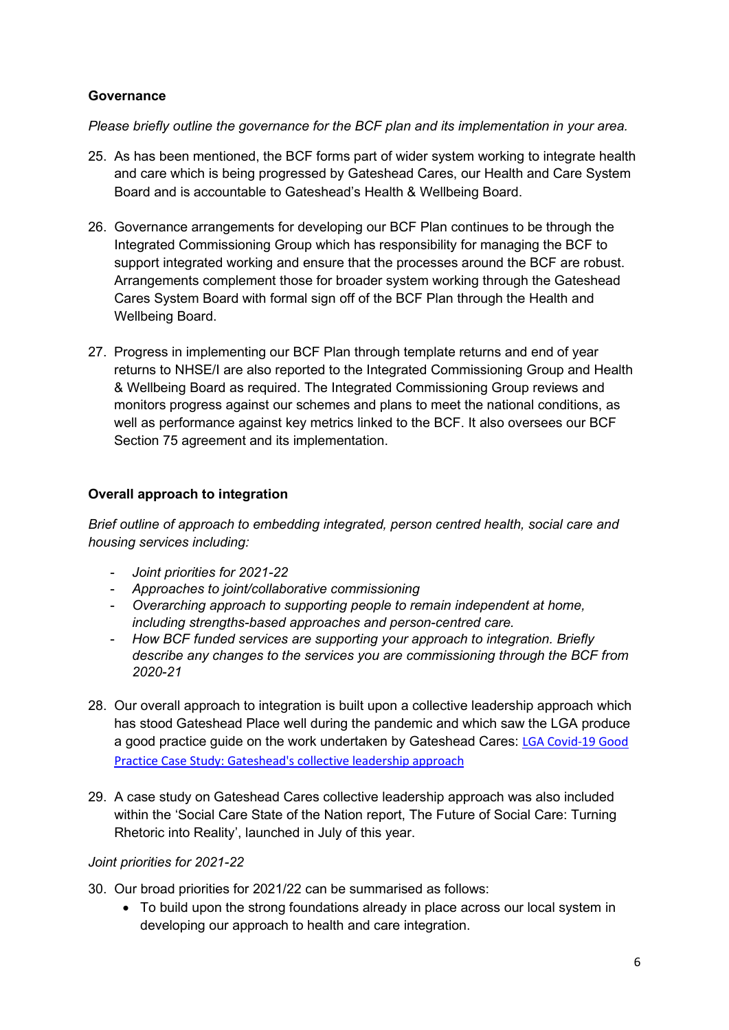**Governance**

*Please briefly outline the governance for the BCF plan and its implementation in your area.*

25. As has been mentioned, the BCF forms part of wider system working to integrate health and care which is being progressed by Gateshead Cares, our Health and Care System Board and is accountable to Gateshead's Health & Wellbeing Board.

26. Governance arrangements for developing our BCF Plan continues to be through the Integrated Commissioning Group which has responsibility for managing the BCF to support integrated working and ensure that the processes around the BCF are robust. Arrangements complement those for broader system working through the Gateshead Cares System Board with formal sign off of the BCF Plan through the Health and Wellbeing Board.

27. Progress in implementing our BCF Plan through template returns and end of year returns to NHSE/I are also reported to the Integrated Commissioning Group and Health & Wellbeing Board as required. The Integrated Commissioning Group reviews and monitors progress against our schemes and plans to meet the national conditions, as well as performance against key metrics linked to the BCF. It also oversees our BCF Section 75 agreement and its implementation.

**Overall approach to integration**

*Brief outline of approach to embedding integrated, person centred health, social care and housing services including:*

- *Joint priorities for 2021-22*
- *Approaches to joint/collaborative commissioning*
- *Overarching approach to supporting people to remain independent at home, including strengths-based approaches and person-centred care.*
- *How BCF funded services are supporting your approach to integration. Briefly describe any changes to the services you are commissioning through the BCF from 2020-21*

28. Our overall approach to integration is built upon a collective leadership approach which has stood Gateshead Place well during the pandemic and which saw the LGA produce a good practice guide on the work undertaken by Gateshead Cares: LGA Covid-19 Good Practice Case Study: Gateshead's collective leadership approach

29. A case study on Gateshead Cares collective leadership approach was also included within the 'Social Care State of the Nation report, The Future of Social Care: Turning Rhetoric into Reality', launched in July of this year.

*Joint priorities for 2021-22*

30. Our broad priorities for 2021/22 can be summarised as follows:
    - To build upon the strong foundations already in place across our local system in developing our approach to health and care integration.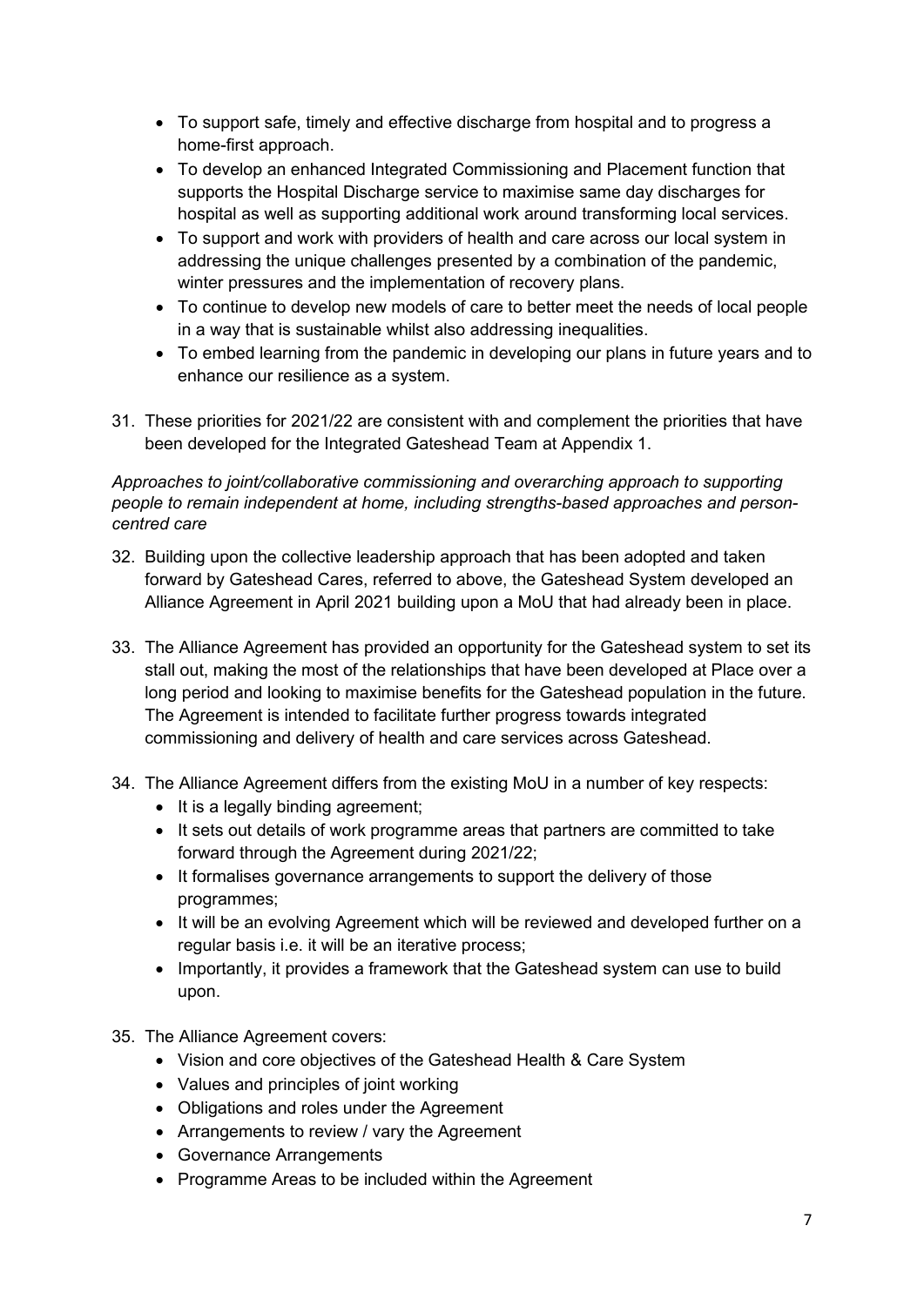- To support safe, timely and effective discharge from hospital and to progress a home-first approach.
- To develop an enhanced Integrated Commissioning and Placement function that supports the Hospital Discharge service to maximise same day discharges for hospital as well as supporting additional work around transforming local services.
- To support and work with providers of health and care across our local system in addressing the unique challenges presented by a combination of the pandemic, winter pressures and the implementation of recovery plans.
- To continue to develop new models of care to better meet the needs of local people in a way that is sustainable whilst also addressing inequalities.
- To embed learning from the pandemic in developing our plans in future years and to enhance our resilience as a system.

31. These priorities for 2021/22 are consistent with and complement the priorities that have been developed for the Integrated Gateshead Team at Appendix 1.

*Approaches to joint/collaborative commissioning and overarching approach to supporting people to remain independent at home, including strengths-based approaches and person-centred care*

32. Building upon the collective leadership approach that has been adopted and taken forward by Gateshead Cares, referred to above, the Gateshead System developed an Alliance Agreement in April 2021 building upon a MoU that had already been in place.

33. The Alliance Agreement has provided an opportunity for the Gateshead system to set its stall out, making the most of the relationships that have been developed at Place over a long period and looking to maximise benefits for the Gateshead population in the future. The Agreement is intended to facilitate further progress towards integrated commissioning and delivery of health and care services across Gateshead.

34. The Alliance Agreement differs from the existing MoU in a number of key respects:
    - It is a legally binding agreement;
    - It sets out details of work programme areas that partners are committed to take forward through the Agreement during 2021/22;
    - It formalises governance arrangements to support the delivery of those programmes;
    - It will be an evolving Agreement which will be reviewed and developed further on a regular basis i.e. it will be an iterative process;
    - Importantly, it provides a framework that the Gateshead system can use to build upon.

35. The Alliance Agreement covers:
    - Vision and core objectives of the Gateshead Health & Care System
    - Values and principles of joint working
    - Obligations and roles under the Agreement
    - Arrangements to review / vary the Agreement
    - Governance Arrangements
    - Programme Areas to be included within the Agreement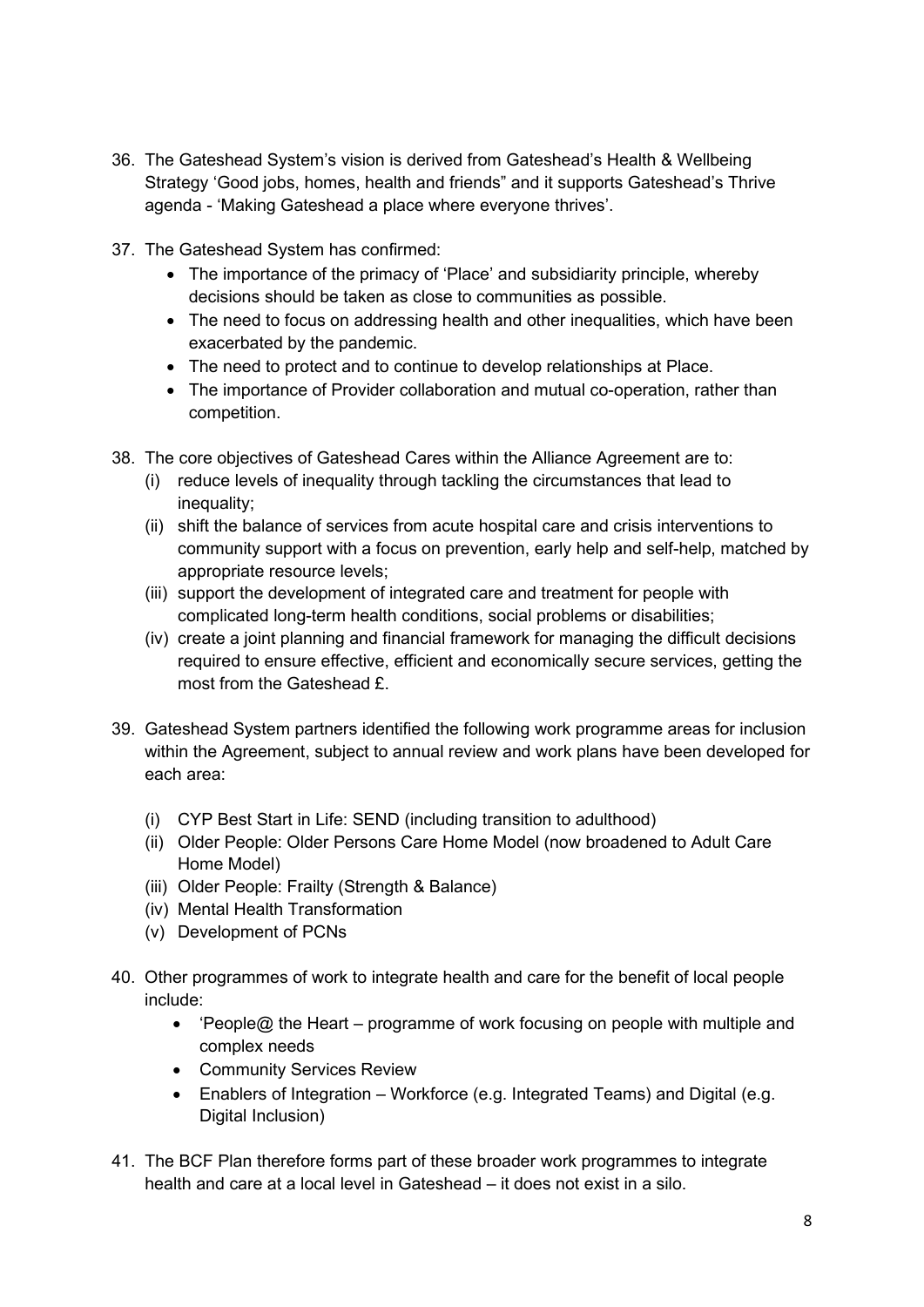36. The Gateshead System's vision is derived from Gateshead's Health & Wellbeing Strategy 'Good jobs, homes, health and friends" and it supports Gateshead's Thrive agenda - 'Making Gateshead a place where everyone thrives'.

37. The Gateshead System has confirmed:
    - The importance of the primacy of 'Place' and subsidiarity principle, whereby decisions should be taken as close to communities as possible.
    - The need to focus on addressing health and other inequalities, which have been exacerbated by the pandemic.
    - The need to protect and to continue to develop relationships at Place.
    - The importance of Provider collaboration and mutual co-operation, rather than competition.

38. The core objectives of Gateshead Cares within the Alliance Agreement are to:
    (i) reduce levels of inequality through tackling the circumstances that lead to inequality;
    (ii) shift the balance of services from acute hospital care and crisis interventions to community support with a focus on prevention, early help and self-help, matched by appropriate resource levels;
    (iii) support the development of integrated care and treatment for people with complicated long-term health conditions, social problems or disabilities;
    (iv) create a joint planning and financial framework for managing the difficult decisions required to ensure effective, efficient and economically secure services, getting the most from the Gateshead £.

39. Gateshead System partners identified the following work programme areas for inclusion within the Agreement, subject to annual review and work plans have been developed for each area:

    (i) CYP Best Start in Life: SEND (including transition to adulthood)
    (ii) Older People: Older Persons Care Home Model (now broadened to Adult Care Home Model)
    (iii) Older People: Frailty (Strength & Balance)
    (iv) Mental Health Transformation
    (v) Development of PCNs

40. Other programmes of work to integrate health and care for the benefit of local people include:
    - 'People@ the Heart – programme of work focusing on people with multiple and complex needs
    - Community Services Review
    - Enablers of Integration – Workforce (e.g. Integrated Teams) and Digital (e.g. Digital Inclusion)

41. The BCF Plan therefore forms part of these broader work programmes to integrate health and care at a local level in Gateshead – it does not exist in a silo.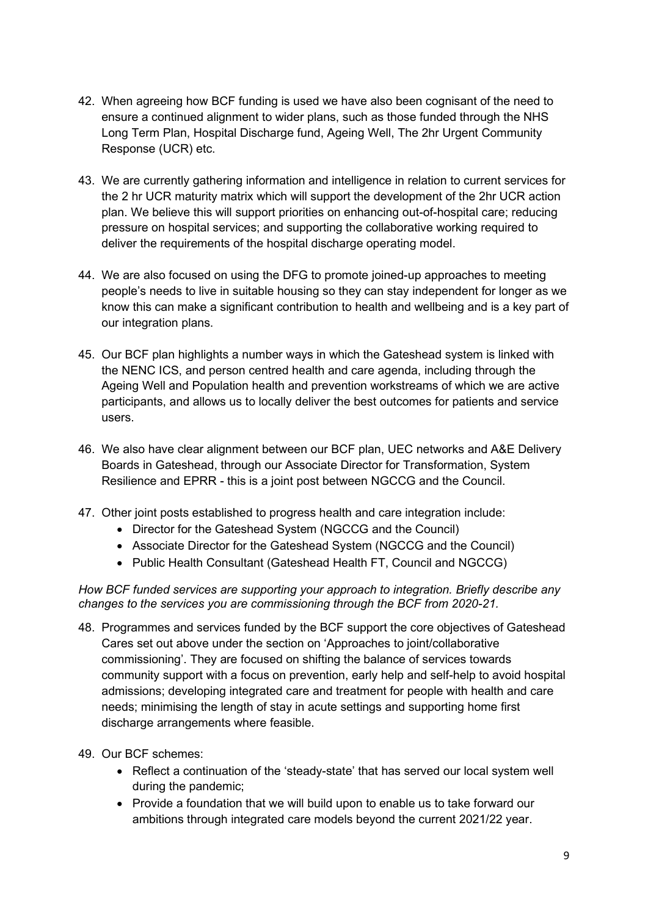42. When agreeing how BCF funding is used we have also been cognisant of the need to ensure a continued alignment to wider plans, such as those funded through the NHS Long Term Plan, Hospital Discharge fund, Ageing Well, The 2hr Urgent Community Response (UCR) etc.

43. We are currently gathering information and intelligence in relation to current services for the 2 hr UCR maturity matrix which will support the development of the 2hr UCR action plan. We believe this will support priorities on enhancing out-of-hospital care; reducing pressure on hospital services; and supporting the collaborative working required to deliver the requirements of the hospital discharge operating model.

44. We are also focused on using the DFG to promote joined-up approaches to meeting people's needs to live in suitable housing so they can stay independent for longer as we know this can make a significant contribution to health and wellbeing and is a key part of our integration plans.

45. Our BCF plan highlights a number ways in which the Gateshead system is linked with the NENC ICS, and person centred health and care agenda, including through the Ageing Well and Population health and prevention workstreams of which we are active participants, and allows us to locally deliver the best outcomes for patients and service users.

46. We also have clear alignment between our BCF plan, UEC networks and A&E Delivery Boards in Gateshead, through our Associate Director for Transformation, System Resilience and EPRR - this is a joint post between NGCCG and the Council.

47. Other joint posts established to progress health and care integration include:
    - Director for the Gateshead System (NGCCG and the Council)
    - Associate Director for the Gateshead System (NGCCG and the Council)
    - Public Health Consultant (Gateshead Health FT, Council and NGCCG)

*How BCF funded services are supporting your approach to integration. Briefly describe any changes to the services you are commissioning through the BCF from 2020-21.*

48. Programmes and services funded by the BCF support the core objectives of Gateshead Cares set out above under the section on 'Approaches to joint/collaborative commissioning'. They are focused on shifting the balance of services towards community support with a focus on prevention, early help and self-help to avoid hospital admissions; developing integrated care and treatment for people with health and care needs; minimising the length of stay in acute settings and supporting home first discharge arrangements where feasible.

49. Our BCF schemes:
    - Reflect a continuation of the 'steady-state' that has served our local system well during the pandemic;
    - Provide a foundation that we will build upon to enable us to take forward our ambitions through integrated care models beyond the current 2021/22 year.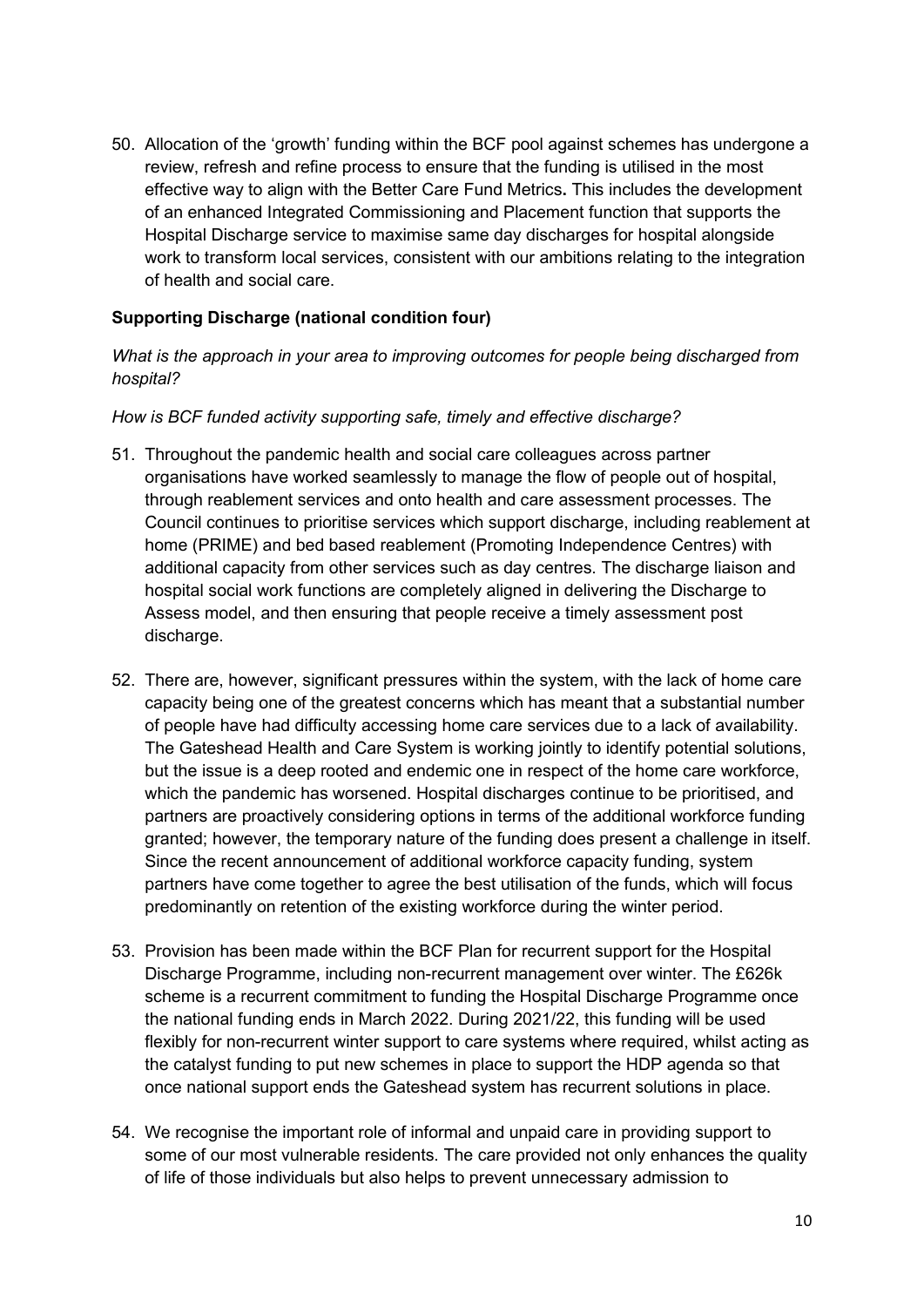50. Allocation of the 'growth' funding within the BCF pool against schemes has undergone a review, refresh and refine process to ensure that the funding is utilised in the most effective way to align with the Better Care Fund Metrics**.** This includes the development of an enhanced Integrated Commissioning and Placement function that supports the Hospital Discharge service to maximise same day discharges for hospital alongside work to transform local services, consistent with our ambitions relating to the integration of health and social care.

**Supporting Discharge (national condition four)**

*What is the approach in your area to improving outcomes for people being discharged from hospital?*

*How is BCF funded activity supporting safe, timely and effective discharge?*

51. Throughout the pandemic health and social care colleagues across partner organisations have worked seamlessly to manage the flow of people out of hospital, through reablement services and onto health and care assessment processes. The Council continues to prioritise services which support discharge, including reablement at home (PRIME) and bed based reablement (Promoting Independence Centres) with additional capacity from other services such as day centres. The discharge liaison and hospital social work functions are completely aligned in delivering the Discharge to Assess model, and then ensuring that people receive a timely assessment post discharge.

52. There are, however, significant pressures within the system, with the lack of home care capacity being one of the greatest concerns which has meant that a substantial number of people have had difficulty accessing home care services due to a lack of availability. The Gateshead Health and Care System is working jointly to identify potential solutions, but the issue is a deep rooted and endemic one in respect of the home care workforce, which the pandemic has worsened. Hospital discharges continue to be prioritised, and partners are proactively considering options in terms of the additional workforce funding granted; however, the temporary nature of the funding does present a challenge in itself. Since the recent announcement of additional workforce capacity funding, system partners have come together to agree the best utilisation of the funds, which will focus predominantly on retention of the existing workforce during the winter period.

53. Provision has been made within the BCF Plan for recurrent support for the Hospital Discharge Programme, including non-recurrent management over winter. The £626k scheme is a recurrent commitment to funding the Hospital Discharge Programme once the national funding ends in March 2022. During 2021/22, this funding will be used flexibly for non-recurrent winter support to care systems where required, whilst acting as the catalyst funding to put new schemes in place to support the HDP agenda so that once national support ends the Gateshead system has recurrent solutions in place.

54. We recognise the important role of informal and unpaid care in providing support to some of our most vulnerable residents. The care provided not only enhances the quality of life of those individuals but also helps to prevent unnecessary admission to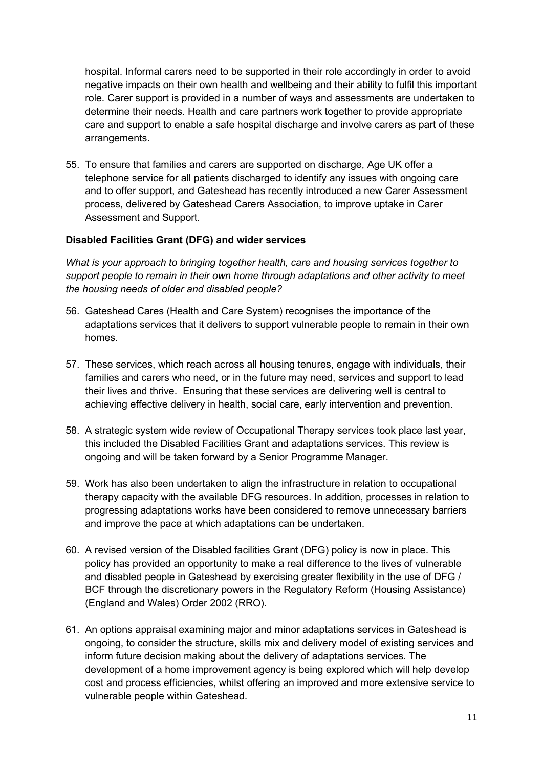hospital. Informal carers need to be supported in their role accordingly in order to avoid negative impacts on their own health and wellbeing and their ability to fulfil this important role. Carer support is provided in a number of ways and assessments are undertaken to determine their needs. Health and care partners work together to provide appropriate care and support to enable a safe hospital discharge and involve carers as part of these arrangements.

55. To ensure that families and carers are supported on discharge, Age UK offer a telephone service for all patients discharged to identify any issues with ongoing care and to offer support, and Gateshead has recently introduced a new Carer Assessment process, delivered by Gateshead Carers Association, to improve uptake in Carer Assessment and Support.

**Disabled Facilities Grant (DFG) and wider services**

*What is your approach to bringing together health, care and housing services together to support people to remain in their own home through adaptations and other activity to meet the housing needs of older and disabled people?*

56. Gateshead Cares (Health and Care System) recognises the importance of the adaptations services that it delivers to support vulnerable people to remain in their own homes.

57. These services, which reach across all housing tenures, engage with individuals, their families and carers who need, or in the future may need, services and support to lead their lives and thrive. Ensuring that these services are delivering well is central to achieving effective delivery in health, social care, early intervention and prevention.

58. A strategic system wide review of Occupational Therapy services took place last year, this included the Disabled Facilities Grant and adaptations services. This review is ongoing and will be taken forward by a Senior Programme Manager.

59. Work has also been undertaken to align the infrastructure in relation to occupational therapy capacity with the available DFG resources. In addition, processes in relation to progressing adaptations works have been considered to remove unnecessary barriers and improve the pace at which adaptations can be undertaken.

60. A revised version of the Disabled facilities Grant (DFG) policy is now in place. This policy has provided an opportunity to make a real difference to the lives of vulnerable and disabled people in Gateshead by exercising greater flexibility in the use of DFG / BCF through the discretionary powers in the Regulatory Reform (Housing Assistance) (England and Wales) Order 2002 (RRO).

61. An options appraisal examining major and minor adaptations services in Gateshead is ongoing, to consider the structure, skills mix and delivery model of existing services and inform future decision making about the delivery of adaptations services. The development of a home improvement agency is being explored which will help develop cost and process efficiencies, whilst offering an improved and more extensive service to vulnerable people within Gateshead.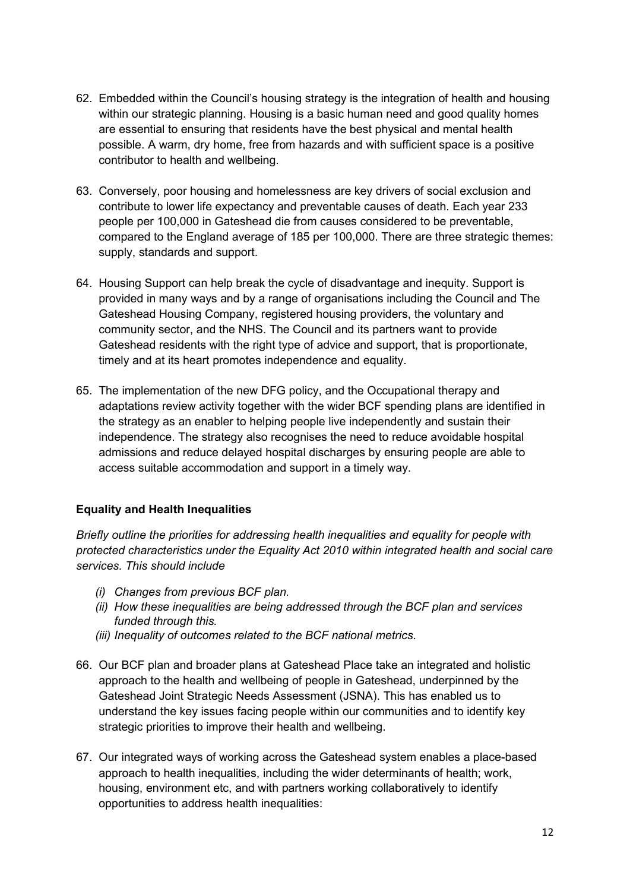62. Embedded within the Council's housing strategy is the integration of health and housing within our strategic planning. Housing is a basic human need and good quality homes are essential to ensuring that residents have the best physical and mental health possible. A warm, dry home, free from hazards and with sufficient space is a positive contributor to health and wellbeing.

63. Conversely, poor housing and homelessness are key drivers of social exclusion and contribute to lower life expectancy and preventable causes of death. Each year 233 people per 100,000 in Gateshead die from causes considered to be preventable, compared to the England average of 185 per 100,000. There are three strategic themes: supply, standards and support.

64. Housing Support can help break the cycle of disadvantage and inequity. Support is provided in many ways and by a range of organisations including the Council and The Gateshead Housing Company, registered housing providers, the voluntary and community sector, and the NHS. The Council and its partners want to provide Gateshead residents with the right type of advice and support, that is proportionate, timely and at its heart promotes independence and equality.

65. The implementation of the new DFG policy, and the Occupational therapy and adaptations review activity together with the wider BCF spending plans are identified in the strategy as an enabler to helping people live independently and sustain their independence. The strategy also recognises the need to reduce avoidable hospital admissions and reduce delayed hospital discharges by ensuring people are able to access suitable accommodation and support in a timely way.

### Equality and Health Inequalities

*Briefly outline the priorities for addressing health inequalities and equality for people with protected characteristics under the Equality Act 2010 within integrated health and social care services. This should include*

- *(i) Changes from previous BCF plan.*
- *(ii) How these inequalities are being addressed through the BCF plan and services funded through this.*
- *(iii) Inequality of outcomes related to the BCF national metrics.*

66. Our BCF plan and broader plans at Gateshead Place take an integrated and holistic approach to the health and wellbeing of people in Gateshead, underpinned by the Gateshead Joint Strategic Needs Assessment (JSNA). This has enabled us to understand the key issues facing people within our communities and to identify key strategic priorities to improve their health and wellbeing.

67. Our integrated ways of working across the Gateshead system enables a place-based approach to health inequalities, including the wider determinants of health; work, housing, environment etc, and with partners working collaboratively to identify opportunities to address health inequalities: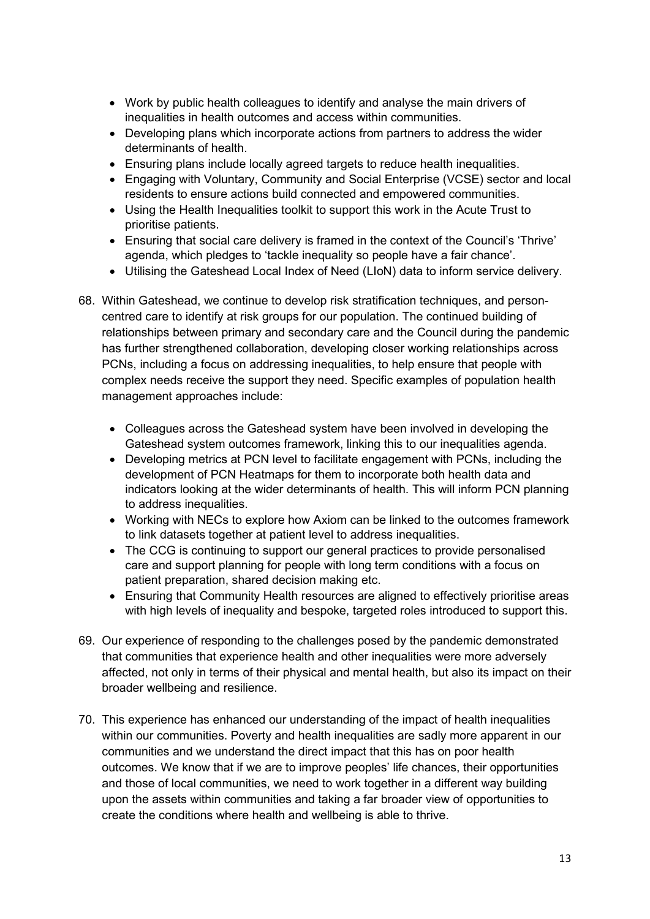- Work by public health colleagues to identify and analyse the main drivers of inequalities in health outcomes and access within communities.
- Developing plans which incorporate actions from partners to address the wider determinants of health.
- Ensuring plans include locally agreed targets to reduce health inequalities.
- Engaging with Voluntary, Community and Social Enterprise (VCSE) sector and local residents to ensure actions build connected and empowered communities.
- Using the Health Inequalities toolkit to support this work in the Acute Trust to prioritise patients.
- Ensuring that social care delivery is framed in the context of the Council's 'Thrive' agenda, which pledges to 'tackle inequality so people have a fair chance'.
- Utilising the Gateshead Local Index of Need (LIoN) data to inform service delivery.

68. Within Gateshead, we continue to develop risk stratification techniques, and person-centred care to identify at risk groups for our population. The continued building of relationships between primary and secondary care and the Council during the pandemic has further strengthened collaboration, developing closer working relationships across PCNs, including a focus on addressing inequalities, to help ensure that people with complex needs receive the support they need. Specific examples of population health management approaches include:

    - Colleagues across the Gateshead system have been involved in developing the Gateshead system outcomes framework, linking this to our inequalities agenda.
    - Developing metrics at PCN level to facilitate engagement with PCNs, including the development of PCN Heatmaps for them to incorporate both health data and indicators looking at the wider determinants of health. This will inform PCN planning to address inequalities.
    - Working with NECs to explore how Axiom can be linked to the outcomes framework to link datasets together at patient level to address inequalities.
    - The CCG is continuing to support our general practices to provide personalised care and support planning for people with long term conditions with a focus on patient preparation, shared decision making etc.
    - Ensuring that Community Health resources are aligned to effectively prioritise areas with high levels of inequality and bespoke, targeted roles introduced to support this.

69. Our experience of responding to the challenges posed by the pandemic demonstrated that communities that experience health and other inequalities were more adversely affected, not only in terms of their physical and mental health, but also its impact on their broader wellbeing and resilience.

70. This experience has enhanced our understanding of the impact of health inequalities within our communities. Poverty and health inequalities are sadly more apparent in our communities and we understand the direct impact that this has on poor health outcomes. We know that if we are to improve peoples' life chances, their opportunities and those of local communities, we need to work together in a different way building upon the assets within communities and taking a far broader view of opportunities to create the conditions where health and wellbeing is able to thrive.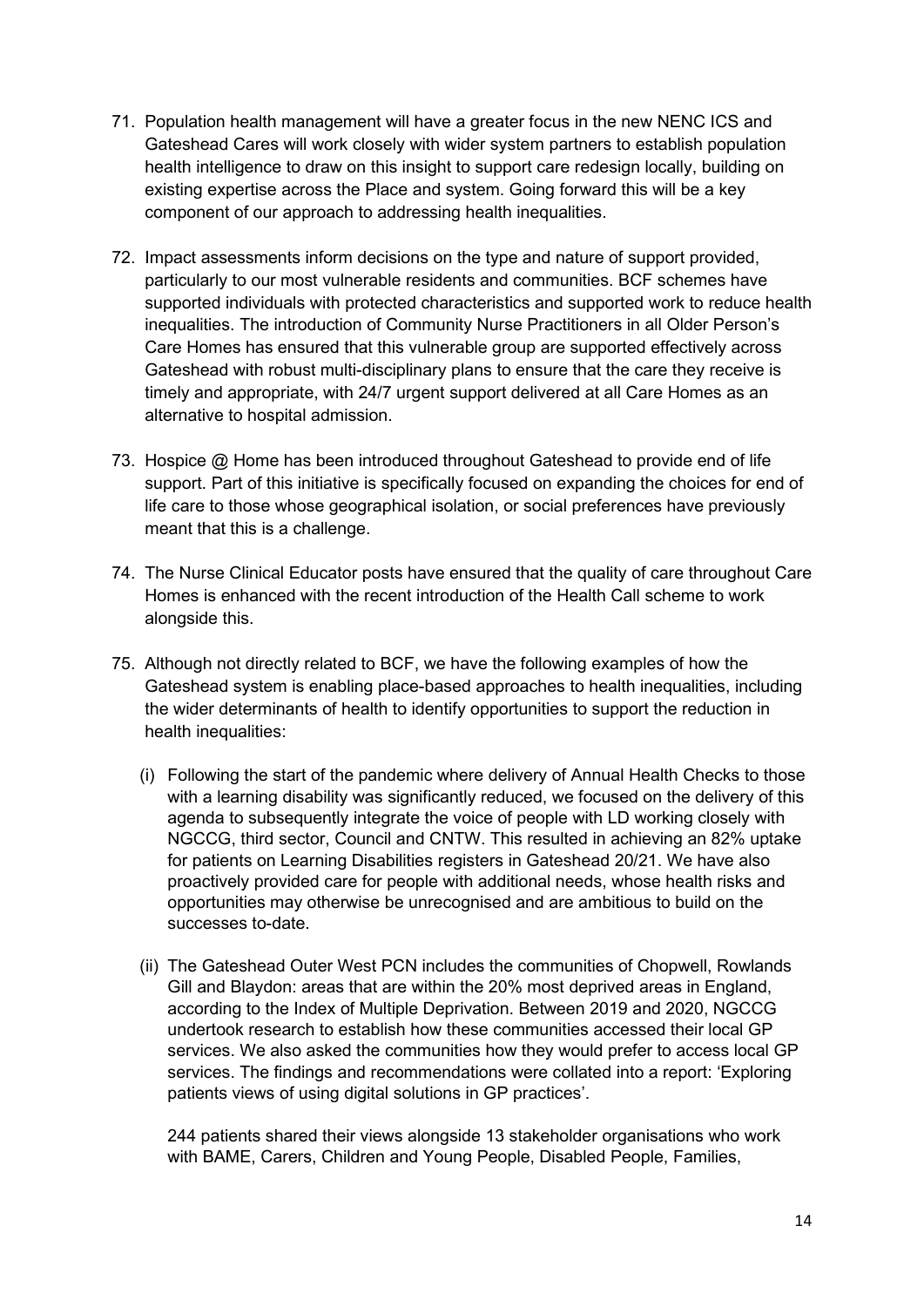71. Population health management will have a greater focus in the new NENC ICS and Gateshead Cares will work closely with wider system partners to establish population health intelligence to draw on this insight to support care redesign locally, building on existing expertise across the Place and system. Going forward this will be a key component of our approach to addressing health inequalities.

72. Impact assessments inform decisions on the type and nature of support provided, particularly to our most vulnerable residents and communities. BCF schemes have supported individuals with protected characteristics and supported work to reduce health inequalities. The introduction of Community Nurse Practitioners in all Older Person's Care Homes has ensured that this vulnerable group are supported effectively across Gateshead with robust multi-disciplinary plans to ensure that the care they receive is timely and appropriate, with 24/7 urgent support delivered at all Care Homes as an alternative to hospital admission.

73. Hospice @ Home has been introduced throughout Gateshead to provide end of life support. Part of this initiative is specifically focused on expanding the choices for end of life care to those whose geographical isolation, or social preferences have previously meant that this is a challenge.

74. The Nurse Clinical Educator posts have ensured that the quality of care throughout Care Homes is enhanced with the recent introduction of the Health Call scheme to work alongside this.

75. Although not directly related to BCF, we have the following examples of how the Gateshead system is enabling place-based approaches to health inequalities, including the wider determinants of health to identify opportunities to support the reduction in health inequalities:

    (i) Following the start of the pandemic where delivery of Annual Health Checks to those with a learning disability was significantly reduced, we focused on the delivery of this agenda to subsequently integrate the voice of people with LD working closely with NGCCG, third sector, Council and CNTW. This resulted in achieving an 82% uptake for patients on Learning Disabilities registers in Gateshead 20/21. We have also proactively provided care for people with additional needs, whose health risks and opportunities may otherwise be unrecognised and are ambitious to build on the successes to-date.

    (ii) The Gateshead Outer West PCN includes the communities of Chopwell, Rowlands Gill and Blaydon: areas that are within the 20% most deprived areas in England, according to the Index of Multiple Deprivation. Between 2019 and 2020, NGCCG undertook research to establish how these communities accessed their local GP services. We also asked the communities how they would prefer to access local GP services. The findings and recommendations were collated into a report: 'Exploring patients views of using digital solutions in GP practices'.

    244 patients shared their views alongside 13 stakeholder organisations who work with BAME, Carers, Children and Young People, Disabled People, Families,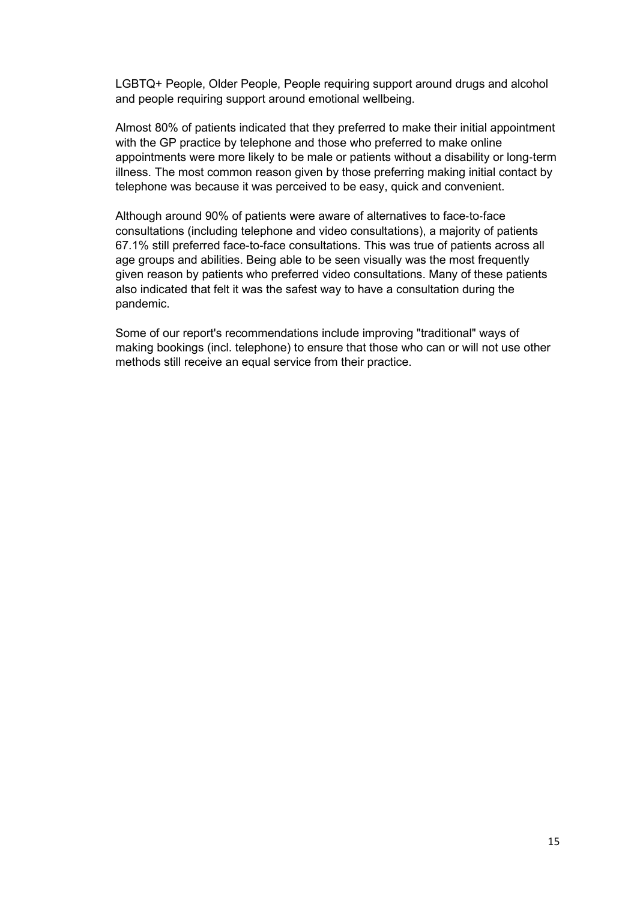LGBTQ+ People, Older People, People requiring support around drugs and alcohol and people requiring support around emotional wellbeing.

Almost 80% of patients indicated that they preferred to make their initial appointment with the GP practice by telephone and those who preferred to make online appointments were more likely to be male or patients without a disability or long-term illness. The most common reason given by those preferring making initial contact by telephone was because it was perceived to be easy, quick and convenient.

Although around 90% of patients were aware of alternatives to face-to-face consultations (including telephone and video consultations), a majority of patients 67.1% still preferred face-to-face consultations. This was true of patients across all age groups and abilities. Being able to be seen visually was the most frequently given reason by patients who preferred video consultations. Many of these patients also indicated that felt it was the safest way to have a consultation during the pandemic.

Some of our report's recommendations include improving "traditional" ways of making bookings (incl. telephone) to ensure that those who can or will not use other methods still receive an equal service from their practice.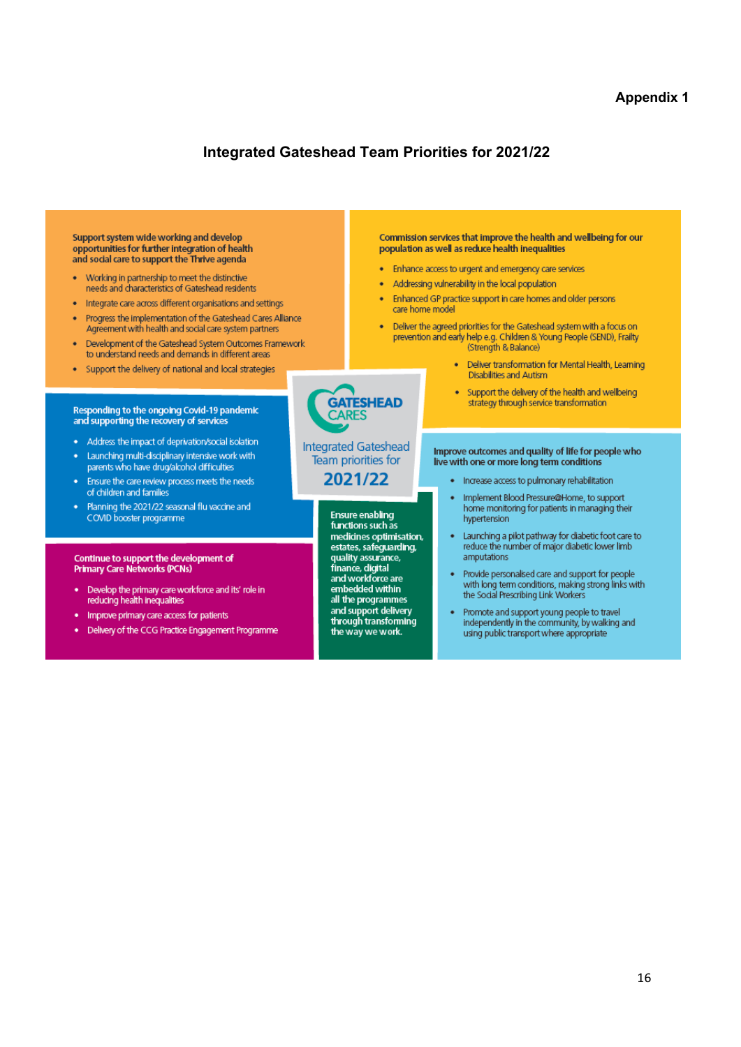**Appendix 1**

## Integrated Gateshead Team Priorities for 2021/22

**GATESHEAD CARES**

**Integrated Gateshead Team priorities for 2021/22**

### Support system wide working and develop opportunities for further integration of health and social care to support the Thrive agenda

- Working in partnership to meet the distinctive needs and characteristics of Gateshead residents
- Integrate care across different organisations and settings
- Progress the implementation of the Gateshead Cares Alliance Agreement with health and social care system partners
- Development of the Gateshead System Outcomes Framework to understand needs and demands in different areas
- Support the delivery of national and local strategies

### Commission services that improve the health and wellbeing for our population as well as reduce health inequalities

- Enhance access to urgent and emergency care services
- Addressing vulnerability in the local population
- Enhanced GP practice support in care homes and older persons care home model
- Deliver the agreed priorities for the Gateshead system with a focus on prevention and early help e.g. Children & Young People (SEND), Frailty (Strength & Balance)
  - Deliver transformation for Mental Health, Learning Disabilities and Autism
  - Support the delivery of the health and wellbeing strategy through service transformation

### Responding to the ongoing Covid-19 pandemic and supporting the recovery of services

- Address the impact of deprivation/social isolation
- Launching multi-disciplinary intensive work with parents who have drug/alcohol difficulties
- Ensure the care review process meets the needs of children and families
- Planning the 2021/22 seasonal flu vaccine and COVID booster programme

### Improve outcomes and quality of life for people who live with one or more long term conditions

- Increase access to pulmonary rehabilitation
- Implement Blood Pressure@Home, to support home monitoring for patients in managing their hypertension
- Launching a pilot pathway for diabetic foot care to reduce the number of major diabetic lower limb amputations
- Provide personalised care and support for people with long term conditions, making strong links with the Social Prescribing Link Workers
- Promote and support young people to travel independently in the community, by walking and using public transport where appropriate

### Continue to support the development of Primary Care Networks (PCNs)

- Develop the primary care workforce and its' role in reducing health inequalities
- Improve primary care access for patients
- Delivery of the CCG Practice Engagement Programme

### Ensure enabling functions such as medicines optimisation, estates, safeguarding, quality assurance, finance, digital and workforce are embedded within all the programmes and support delivery through transforming the way we work.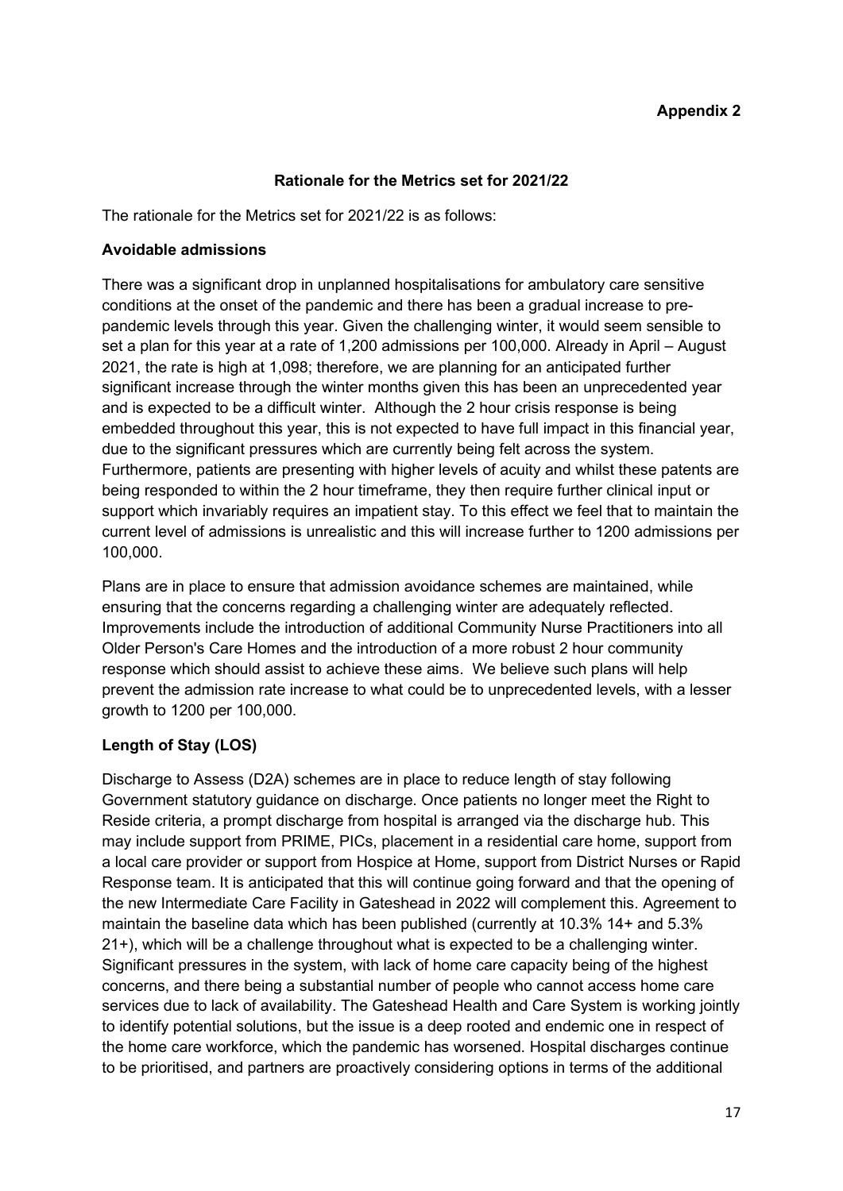**Appendix 2**

## Rationale for the Metrics set for 2021/22

The rationale for the Metrics set for 2021/22 is as follows:

### Avoidable admissions

There was a significant drop in unplanned hospitalisations for ambulatory care sensitive conditions at the onset of the pandemic and there has been a gradual increase to pre-pandemic levels through this year. Given the challenging winter, it would seem sensible to set a plan for this year at a rate of 1,200 admissions per 100,000. Already in April – August 2021, the rate is high at 1,098; therefore, we are planning for an anticipated further significant increase through the winter months given this has been an unprecedented year and is expected to be a difficult winter. Although the 2 hour crisis response is being embedded throughout this year, this is not expected to have full impact in this financial year, due to the significant pressures which are currently being felt across the system. Furthermore, patients are presenting with higher levels of acuity and whilst these patents are being responded to within the 2 hour timeframe, they then require further clinical input or support which invariably requires an impatient stay. To this effect we feel that to maintain the current level of admissions is unrealistic and this will increase further to 1200 admissions per 100,000.

Plans are in place to ensure that admission avoidance schemes are maintained, while ensuring that the concerns regarding a challenging winter are adequately reflected. Improvements include the introduction of additional Community Nurse Practitioners into all Older Person's Care Homes and the introduction of a more robust 2 hour community response which should assist to achieve these aims. We believe such plans will help prevent the admission rate increase to what could be to unprecedented levels, with a lesser growth to 1200 per 100,000.

### Length of Stay (LOS)

Discharge to Assess (D2A) schemes are in place to reduce length of stay following Government statutory guidance on discharge. Once patients no longer meet the Right to Reside criteria, a prompt discharge from hospital is arranged via the discharge hub. This may include support from PRIME, PICs, placement in a residential care home, support from a local care provider or support from Hospice at Home, support from District Nurses or Rapid Response team. It is anticipated that this will continue going forward and that the opening of the new Intermediate Care Facility in Gateshead in 2022 will complement this. Agreement to maintain the baseline data which has been published (currently at 10.3% 14+ and 5.3% 21+), which will be a challenge throughout what is expected to be a challenging winter. Significant pressures in the system, with lack of home care capacity being of the highest concerns, and there being a substantial number of people who cannot access home care services due to lack of availability. The Gateshead Health and Care System is working jointly to identify potential solutions, but the issue is a deep rooted and endemic one in respect of the home care workforce, which the pandemic has worsened. Hospital discharges continue to be prioritised, and partners are proactively considering options in terms of the additional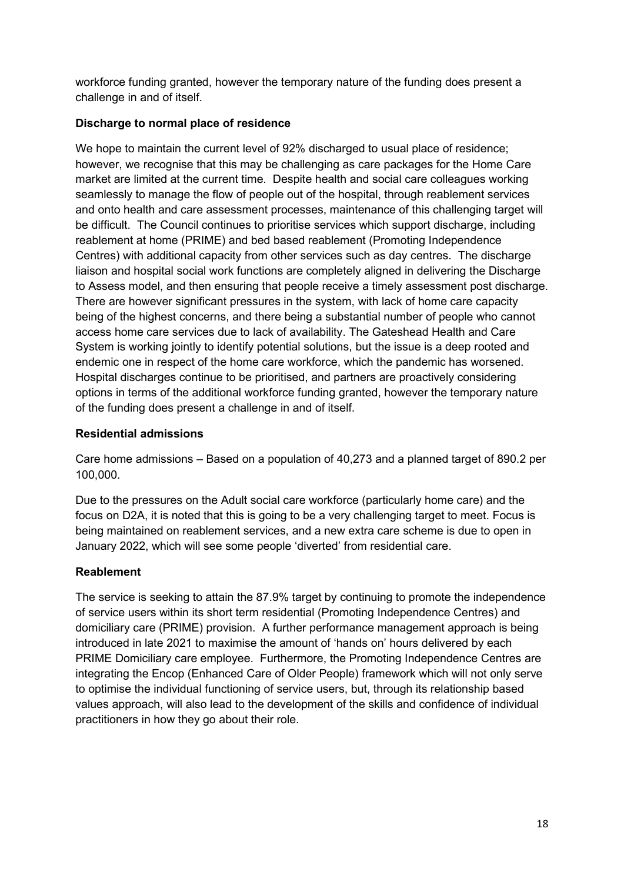workforce funding granted, however the temporary nature of the funding does present a challenge in and of itself.

**Discharge to normal place of residence**

We hope to maintain the current level of 92% discharged to usual place of residence; however, we recognise that this may be challenging as care packages for the Home Care market are limited at the current time. Despite health and social care colleagues working seamlessly to manage the flow of people out of the hospital, through reablement services and onto health and care assessment processes, maintenance of this challenging target will be difficult. The Council continues to prioritise services which support discharge, including reablement at home (PRIME) and bed based reablement (Promoting Independence Centres) with additional capacity from other services such as day centres. The discharge liaison and hospital social work functions are completely aligned in delivering the Discharge to Assess model, and then ensuring that people receive a timely assessment post discharge. There are however significant pressures in the system, with lack of home care capacity being of the highest concerns, and there being a substantial number of people who cannot access home care services due to lack of availability. The Gateshead Health and Care System is working jointly to identify potential solutions, but the issue is a deep rooted and endemic one in respect of the home care workforce, which the pandemic has worsened. Hospital discharges continue to be prioritised, and partners are proactively considering options in terms of the additional workforce funding granted, however the temporary nature of the funding does present a challenge in and of itself.

**Residential admissions**

Care home admissions – Based on a population of 40,273 and a planned target of 890.2 per 100,000.

Due to the pressures on the Adult social care workforce (particularly home care) and the focus on D2A, it is noted that this is going to be a very challenging target to meet. Focus is being maintained on reablement services, and a new extra care scheme is due to open in January 2022, which will see some people 'diverted' from residential care.

**Reablement**

The service is seeking to attain the 87.9% target by continuing to promote the independence of service users within its short term residential (Promoting Independence Centres) and domiciliary care (PRIME) provision. A further performance management approach is being introduced in late 2021 to maximise the amount of 'hands on' hours delivered by each PRIME Domiciliary care employee. Furthermore, the Promoting Independence Centres are integrating the Encop (Enhanced Care of Older People) framework which will not only serve to optimise the individual functioning of service users, but, through its relationship based values approach, will also lead to the development of the skills and confidence of individual practitioners in how they go about their role.